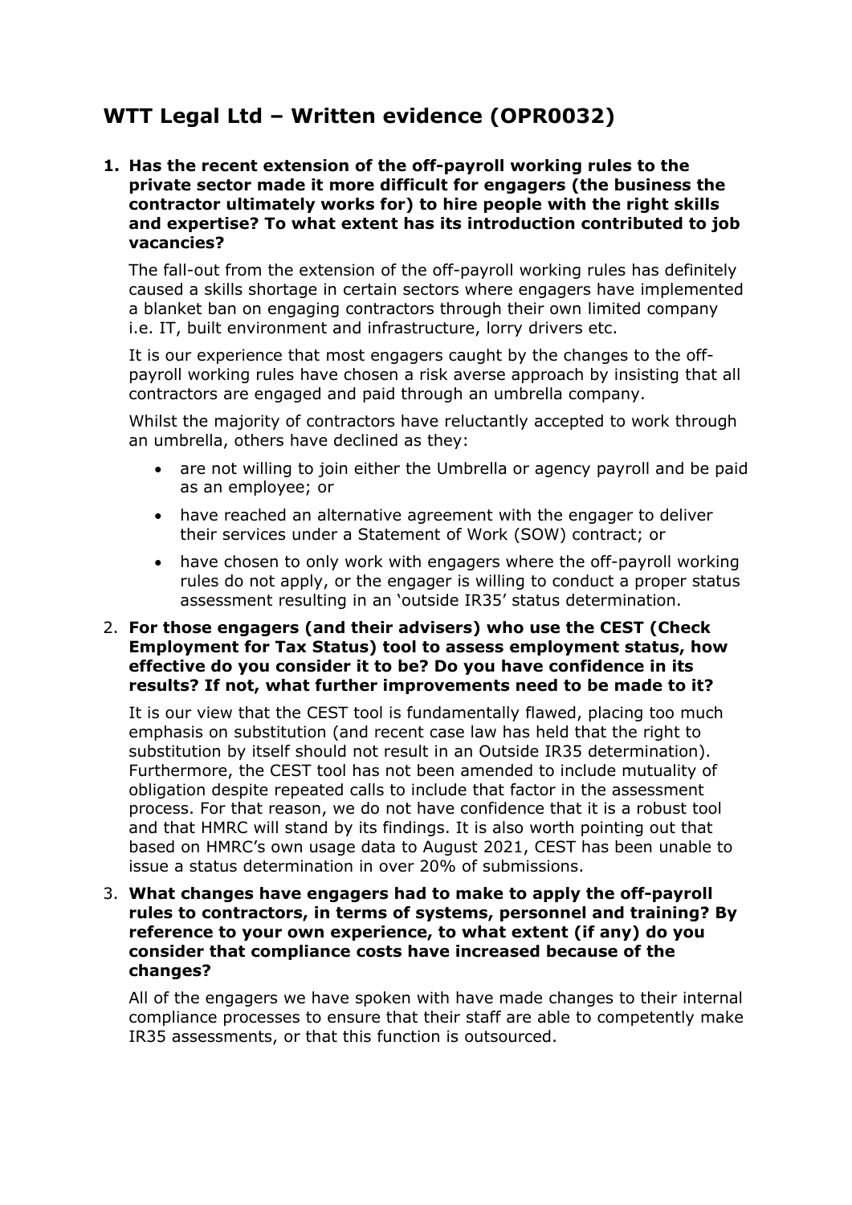# WTT Legal Ltd – Written evidence (OPR0032)

1. **Has the recent extension of the off-payroll working rules to the private sector made it more difficult for engagers (the business the contractor ultimately works for) to hire people with the right skills and expertise? To what extent has its introduction contributed to job vacancies?**

   The fall-out from the extension of the off-payroll working rules has definitely caused a skills shortage in certain sectors where engagers have implemented a blanket ban on engaging contractors through their own limited company i.e. IT, built environment and infrastructure, lorry drivers etc.

   It is our experience that most engagers caught by the changes to the off-payroll working rules have chosen a risk averse approach by insisting that all contractors are engaged and paid through an umbrella company.

   Whilst the majority of contractors have reluctantly accepted to work through an umbrella, others have declined as they:

   - are not willing to join either the Umbrella or agency payroll and be paid as an employee; or
   - have reached an alternative agreement with the engager to deliver their services under a Statement of Work (SOW) contract; or
   - have chosen to only work with engagers where the off-payroll working rules do not apply, or the engager is willing to conduct a proper status assessment resulting in an 'outside IR35' status determination.

2. **For those engagers (and their advisers) who use the CEST (Check Employment for Tax Status) tool to assess employment status, how effective do you consider it to be? Do you have confidence in its results? If not, what further improvements need to be made to it?**

   It is our view that the CEST tool is fundamentally flawed, placing too much emphasis on substitution (and recent case law has held that the right to substitution by itself should not result in an Outside IR35 determination). Furthermore, the CEST tool has not been amended to include mutuality of obligation despite repeated calls to include that factor in the assessment process. For that reason, we do not have confidence that it is a robust tool and that HMRC will stand by its findings. It is also worth pointing out that based on HMRC's own usage data to August 2021, CEST has been unable to issue a status determination in over 20% of submissions.

3. **What changes have engagers had to make to apply the off-payroll rules to contractors, in terms of systems, personnel and training? By reference to your own experience, to what extent (if any) do you consider that compliance costs have increased because of the changes?**

   All of the engagers we have spoken with have made changes to their internal compliance processes to ensure that their staff are able to competently make IR35 assessments, or that this function is outsourced.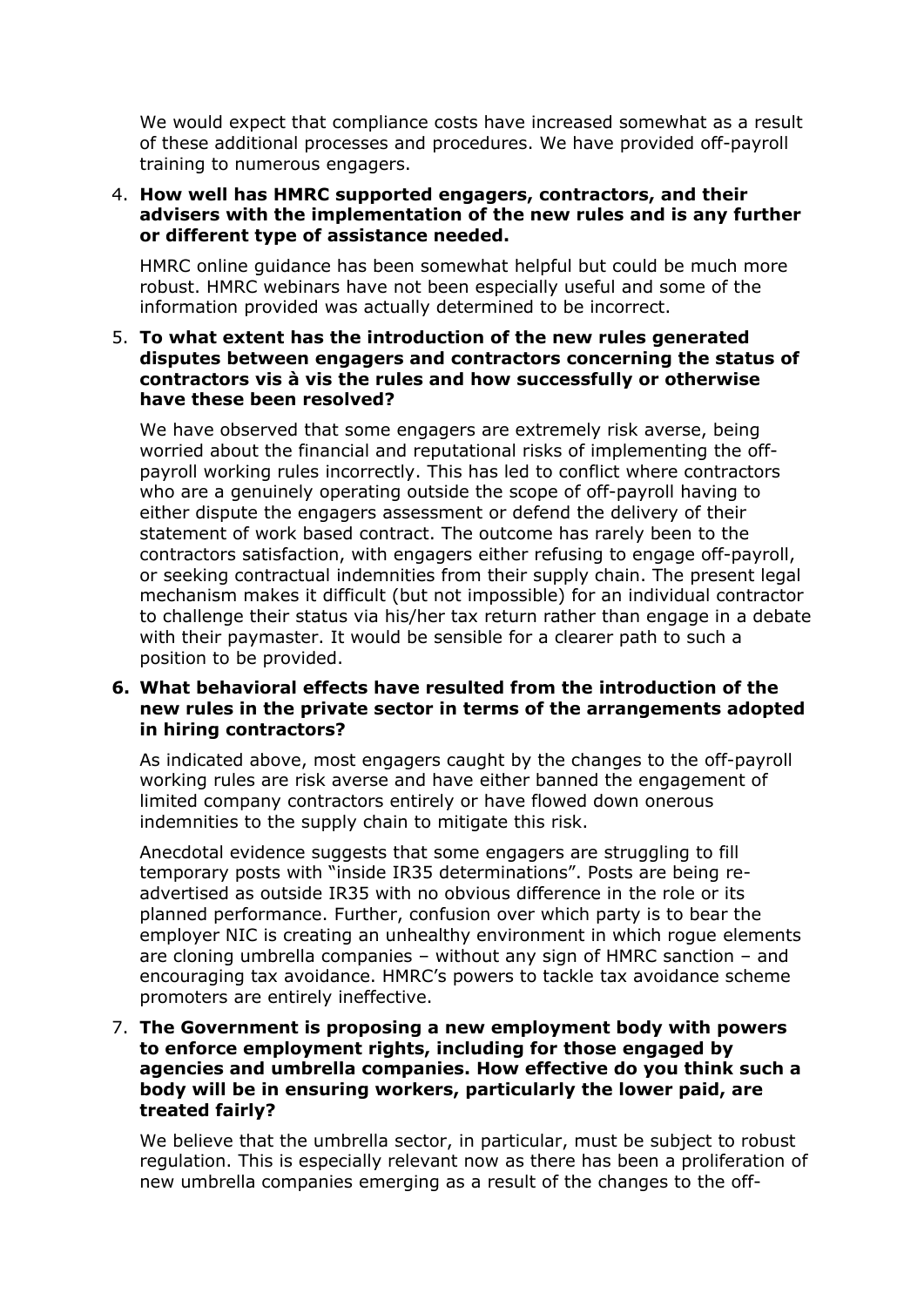We would expect that compliance costs have increased somewhat as a result of these additional processes and procedures. We have provided off-payroll training to numerous engagers.

4. **How well has HMRC supported engagers, contractors, and their advisers with the implementation of the new rules and is any further or different type of assistance needed.**

   HMRC online guidance has been somewhat helpful but could be much more robust. HMRC webinars have not been especially useful and some of the information provided was actually determined to be incorrect.

5. **To what extent has the introduction of the new rules generated disputes between engagers and contractors concerning the status of contractors vis à vis the rules and how successfully or otherwise have these been resolved?**

   We have observed that some engagers are extremely risk averse, being worried about the financial and reputational risks of implementing the off-payroll working rules incorrectly. This has led to conflict where contractors who are a genuinely operating outside the scope of off-payroll having to either dispute the engagers assessment or defend the delivery of their statement of work based contract. The outcome has rarely been to the contractors satisfaction, with engagers either refusing to engage off-payroll, or seeking contractual indemnities from their supply chain. The present legal mechanism makes it difficult (but not impossible) for an individual contractor to challenge their status via his/her tax return rather than engage in a debate with their paymaster. It would be sensible for a clearer path to such a position to be provided.

6. **What behavioral effects have resulted from the introduction of the new rules in the private sector in terms of the arrangements adopted in hiring contractors?**

   As indicated above, most engagers caught by the changes to the off-payroll working rules are risk averse and have either banned the engagement of limited company contractors entirely or have flowed down onerous indemnities to the supply chain to mitigate this risk.

   Anecdotal evidence suggests that some engagers are struggling to fill temporary posts with "inside IR35 determinations". Posts are being re-advertised as outside IR35 with no obvious difference in the role or its planned performance. Further, confusion over which party is to bear the employer NIC is creating an unhealthy environment in which rogue elements are cloning umbrella companies – without any sign of HMRC sanction – and encouraging tax avoidance. HMRC's powers to tackle tax avoidance scheme promoters are entirely ineffective.

7. **The Government is proposing a new employment body with powers to enforce employment rights, including for those engaged by agencies and umbrella companies. How effective do you think such a body will be in ensuring workers, particularly the lower paid, are treated fairly?**

   We believe that the umbrella sector, in particular, must be subject to robust regulation. This is especially relevant now as there has been a proliferation of new umbrella companies emerging as a result of the changes to the off-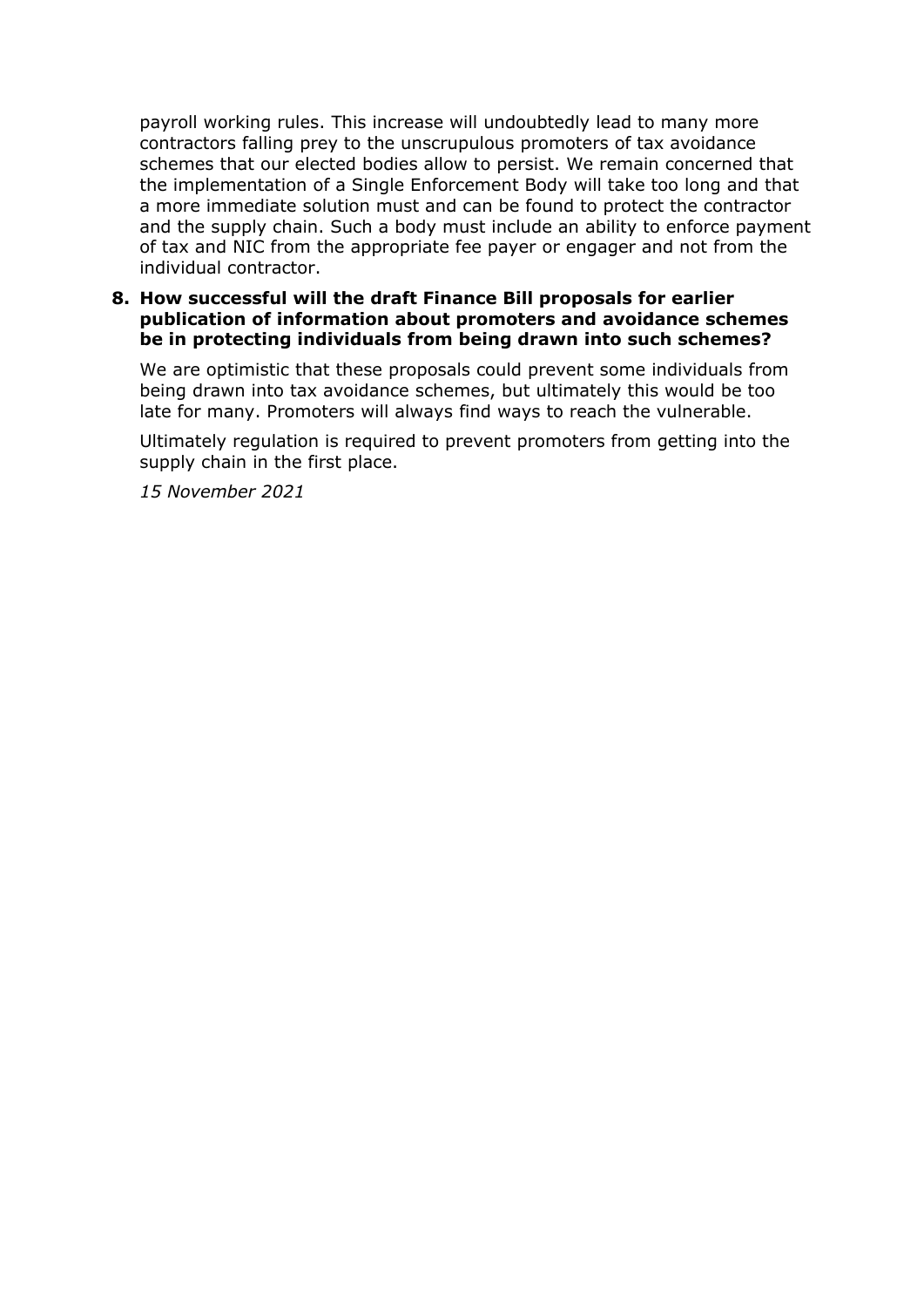payroll working rules. This increase will undoubtedly lead to many more contractors falling prey to the unscrupulous promoters of tax avoidance schemes that our elected bodies allow to persist. We remain concerned that the implementation of a Single Enforcement Body will take too long and that a more immediate solution must and can be found to protect the contractor and the supply chain. Such a body must include an ability to enforce payment of tax and NIC from the appropriate fee payer or engager and not from the individual contractor.

**8. How successful will the draft Finance Bill proposals for earlier publication of information about promoters and avoidance schemes be in protecting individuals from being drawn into such schemes?**

We are optimistic that these proposals could prevent some individuals from being drawn into tax avoidance schemes, but ultimately this would be too late for many. Promoters will always find ways to reach the vulnerable.

Ultimately regulation is required to prevent promoters from getting into the supply chain in the first place.

*15 November 2021*